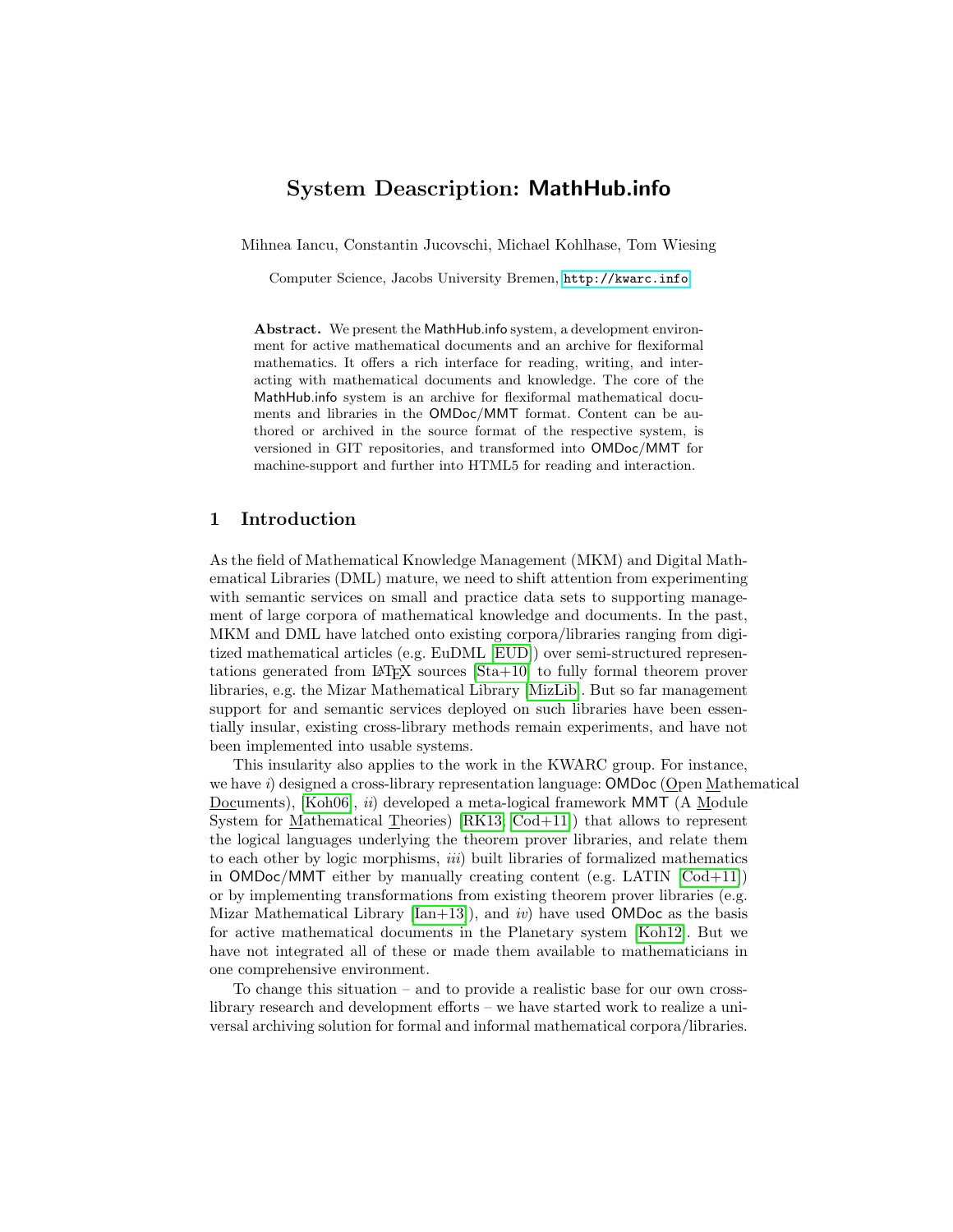# System Deascription: MathHub.info

Mihnea Iancu, Constantin Jucovschi, Michael Kohlhase, Tom Wiesing

Computer Science, Jacobs University Bremen, http://kwarc.info

**Abstract.** We present the MathHub.info system, a development environment for active mathematical documents and an archive for flexiformal mathematics. It offers a rich interface for reading, writing, and interacting with mathematical documents and knowledge. The core of the MathHub.info system is an archive for flexiformal mathematical documents and libraries in the OMDoc/MMT format. Content can be authored or archived in the source format of the respective system, is versioned in GIT repositories, and transformed into OMDoc/MMT for machine-support and further into HTML5 for reading and interaction.

## 1 Introduction

As the field of Mathematical Knowledge Management (MKM) and Digital Mathematical Libraries (DML) mature, we need to shift attention from experimenting with semantic services on small and practice data sets to supporting management of large corpora of mathematical knowledge and documents. In the past, MKM and DML have latched onto existing corpora/libraries ranging from digitized mathematical articles (e.g. EuDML [EUD]) over semi-structured representations generated from LaTeX sources [Sta+10] to fully formal theorem prover libraries, e.g. the Mizar Mathematical Library [MizLib]. But so far management support for and semantic services deployed on such libraries have been essentially insular, existing cross-library methods remain experiments, and have not been implemented into usable systems.

This insularity also applies to the work in the KWARC group. For instance, we have *i)* designed a cross-library representation language: OMDoc (Open Mathematical Documents), [Koh06], *ii)* developed a meta-logical framework MMT (A Module System for Mathematical Theories) [RK13; Cod+11]) that allows to represent the logical languages underlying the theorem prover libraries, and relate them to each other by logic morphisms, *iii)* built libraries of formalized mathematics in OMDoc/MMT either by manually creating content (e.g. LATIN [Cod+11]) or by implementing transformations from existing theorem prover libraries (e.g. Mizar Mathematical Library [Ian+13]), and *iv)* have used OMDoc as the basis for active mathematical documents in the Planetary system [Koh12]. But we have not integrated all of these or made them available to mathematicians in one comprehensive environment.

To change this situation – and to provide a realistic base for our own cross-library research and development efforts – we have started work to realize a universal archiving solution for formal and informal mathematical corpora/libraries.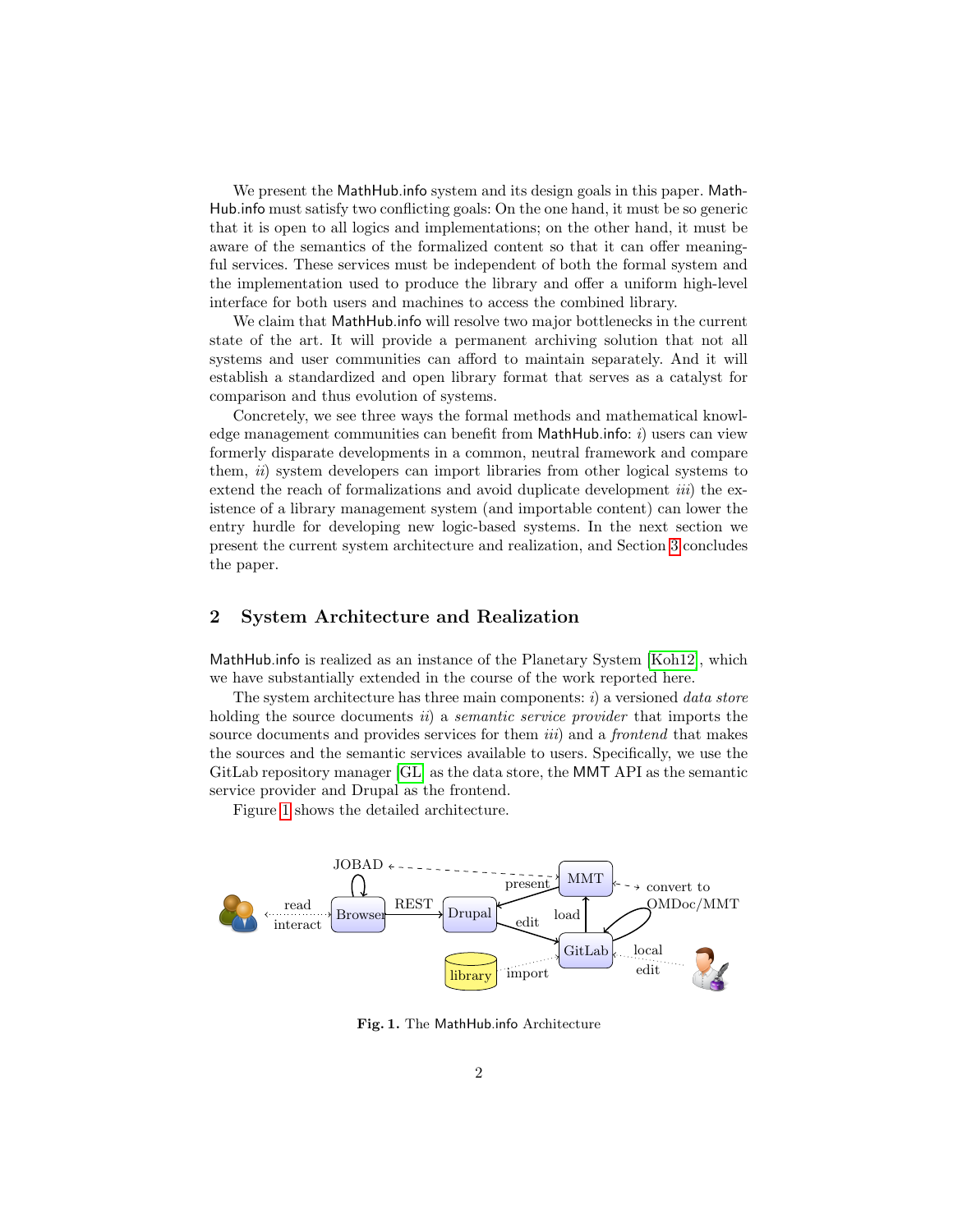We present the MathHub.info system and its design goals in this paper. MathHub.info must satisfy two conflicting goals: On the one hand, it must be so generic that it is open to all logics and implementations; on the other hand, it must be aware of the semantics of the formalized content so that it can offer meaningful services. These services must be independent of both the formal system and the implementation used to produce the library and offer a uniform high-level interface for both users and machines to access the combined library.

We claim that MathHub.info will resolve two major bottlenecks in the current state of the art. It will provide a permanent archiving solution that not all systems and user communities can afford to maintain separately. And it will establish a standardized and open library format that serves as a catalyst for comparison and thus evolution of systems.

Concretely, we see three ways the formal methods and mathematical knowledge management communities can benefit from MathHub.info: *i*) users can view formerly disparate developments in a common, neutral framework and compare them, *ii*) system developers can import libraries from other logical systems to extend the reach of formalizations and avoid duplicate development *iii*) the existence of a library management system (and importable content) can lower the entry hurdle for developing new logic-based systems. In the next section we present the current system architecture and realization, and Section 3 concludes the paper.

## 2 System Architecture and Realization

MathHub.info is realized as an instance of the Planetary System [Koh12], which we have substantially extended in the course of the work reported here.

The system architecture has three main components: *i*) a versioned *data store* holding the source documents *ii*) a *semantic service provider* that imports the source documents and provides services for them *iii*) and a *frontend* that makes the sources and the semantic services available to users. Specifically, we use the GitLab repository manager [GL] as the data store, the MMT API as the semantic service provider and Drupal as the frontend.

Figure 1 shows the detailed architecture.

**Fig. 1.** The MathHub.info Architecture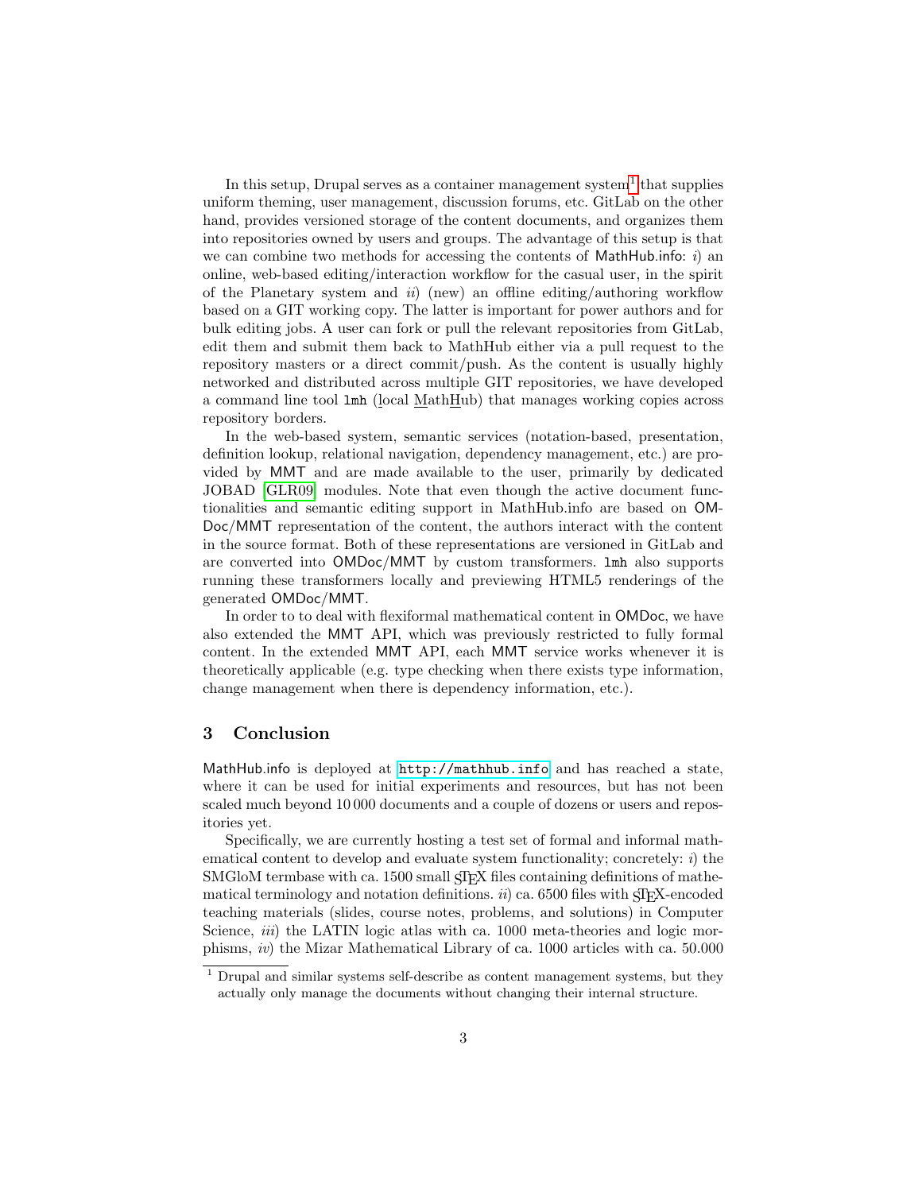In this setup, Drupal serves as a container management system[1] that supplies uniform theming, user management, discussion forums, etc. GitLab on the other hand, provides versioned storage of the content documents, and organizes them into repositories owned by users and groups. The advantage of this setup is that we can combine two methods for accessing the contents of MathHub.info: *i*) an online, web-based editing/interaction workflow for the casual user, in the spirit of the Planetary system and *ii*) (new) an offline editing/authoring workflow based on a GIT working copy. The latter is important for power authors and for bulk editing jobs. A user can fork or pull the relevant repositories from GitLab, edit them and submit them back to MathHub either via a pull request to the repository masters or a direct commit/push. As the content is usually highly networked and distributed across multiple GIT repositories, we have developed a command line tool `lmh` (local MathHub) that manages working copies across repository borders.

In the web-based system, semantic services (notation-based, presentation, definition lookup, relational navigation, dependency management, etc.) are provided by MMT and are made available to the user, primarily by dedicated JOBAD [GLR09] modules. Note that even though the active document functionalities and semantic editing support in MathHub.info are based on OMDoc/MMT representation of the content, the authors interact with the content in the source format. Both of these representations are versioned in GitLab and are converted into OMDoc/MMT by custom transformers. `lmh` also supports running these transformers locally and previewing HTML5 renderings of the generated OMDoc/MMT.

In order to to deal with flexiformal mathematical content in OMDoc, we have also extended the MMT API, which was previously restricted to fully formal content. In the extended MMT API, each MMT service works whenever it is theoretically applicable (e.g. type checking when there exists type information, change management when there is dependency information, etc.).

## 3 Conclusion

MathHub.info is deployed at http://mathhub.info and has reached a state, where it can be used for initial experiments and resources, but has not been scaled much beyond 10 000 documents and a couple of dozens or users and repositories yet.

Specifically, we are currently hosting a test set of formal and informal mathematical content to develop and evaluate system functionality; concretely: *i*) the SMGloM termbase with ca. 1500 small sTEX files containing definitions of mathematical terminology and notation definitions. *ii*) ca. 6500 files with sTEX-encoded teaching materials (slides, course notes, problems, and solutions) in Computer Science, *iii*) the LATIN logic atlas with ca. 1000 meta-theories and logic morphisms, *iv*) the Mizar Mathematical Library of ca. 1000 articles with ca. 50.000

[1] Drupal and similar systems self-describe as content management systems, but they actually only manage the documents without changing their internal structure.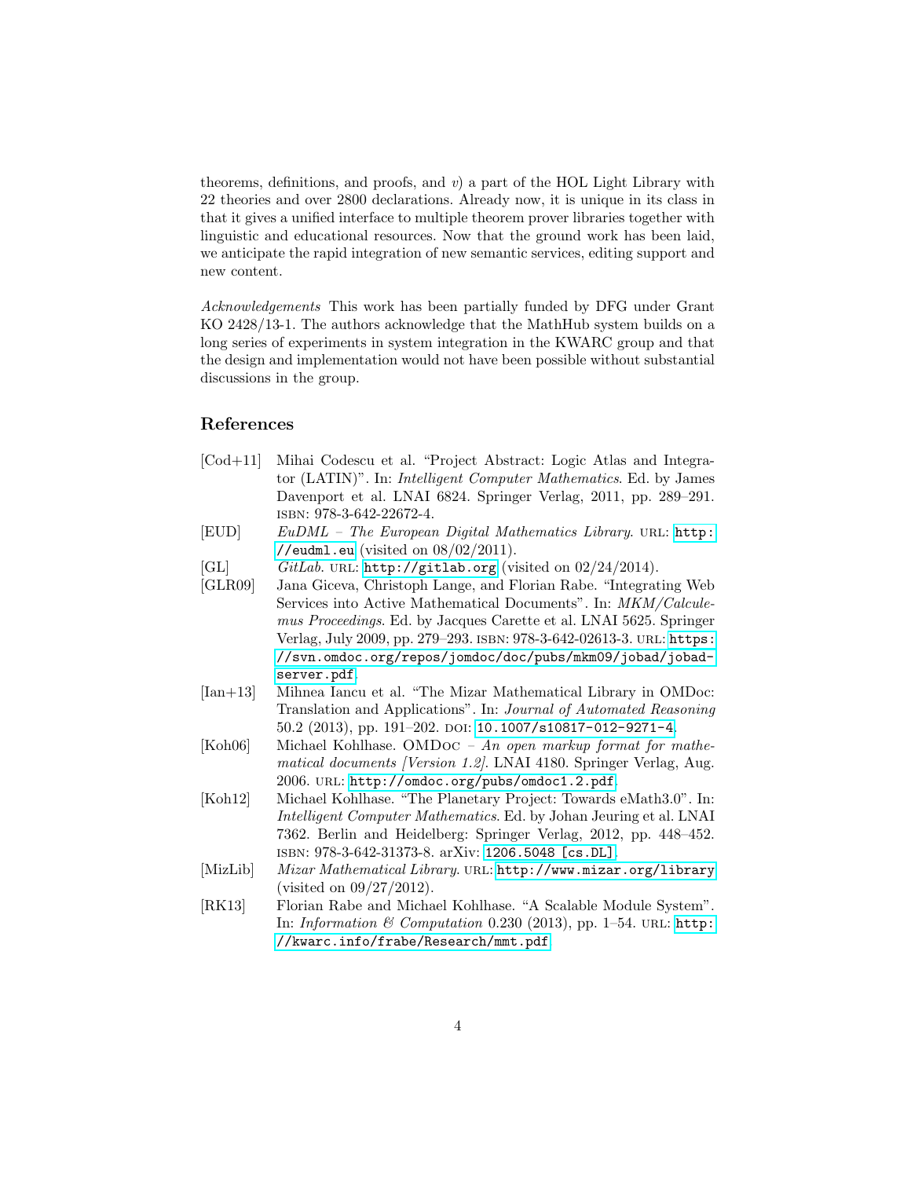theorems, definitions, and proofs, and *v*) a part of the HOL Light Library with 22 theories and over 2800 declarations. Already now, it is unique in its class in that it gives a unified interface to multiple theorem prover libraries together with linguistic and educational resources. Now that the ground work has been laid, we anticipate the rapid integration of new semantic services, editing support and new content.

*Acknowledgements* This work has been partially funded by DFG under Grant KO 2428/13-1. The authors acknowledge that the MathHub system builds on a long series of experiments in system integration in the KWARC group and that the design and implementation would not have been possible without substantial discussions in the group.

## References

- [Cod+11] Mihai Codescu et al. "Project Abstract: Logic Atlas and Integrator (LATIN)". In: *Intelligent Computer Mathematics*. Ed. by James Davenport et al. LNAI 6824. Springer Verlag, 2011, pp. 289–291. ISBN: 978-3-642-22672-4.
- [EUD] *EuDML – The European Digital Mathematics Library*. URL: `http://eudml.eu` (visited on 08/02/2011).
- [GL] *GitLab*. URL: `http://gitlab.org` (visited on 02/24/2014).
- [GLR09] Jana Giceva, Christoph Lange, and Florian Rabe. "Integrating Web Services into Active Mathematical Documents". In: *MKM/Calculemus Proceedings*. Ed. by Jacques Carette et al. LNAI 5625. Springer Verlag, July 2009, pp. 279–293. ISBN: 978-3-642-02613-3. URL: `https://svn.omdoc.org/repos/jomdoc/doc/pubs/mkm09/jobad/jobad-server.pdf`.
- [Ian+13] Mihnea Iancu et al. "The Mizar Mathematical Library in OMDoc: Translation and Applications". In: *Journal of Automated Reasoning* 50.2 (2013), pp. 191–202. DOI: `10.1007/s10817-012-9271-4`.
- [Koh06] Michael Kohlhase. OMDoc – *An open markup format for mathematical documents [Version 1.2]*. LNAI 4180. Springer Verlag, Aug. 2006. URL: `http://omdoc.org/pubs/omdoc1.2.pdf`.
- [Koh12] Michael Kohlhase. "The Planetary Project: Towards eMath3.0". In: *Intelligent Computer Mathematics*. Ed. by Johan Jeuring et al. LNAI 7362. Berlin and Heidelberg: Springer Verlag, 2012, pp. 448–452. ISBN: 978-3-642-31373-8. arXiv: `1206.5048 [cs.DL]`.
- [MizLib] *Mizar Mathematical Library*. URL: `http://www.mizar.org/library` (visited on 09/27/2012).
- [RK13] Florian Rabe and Michael Kohlhase. "A Scalable Module System". In: *Information & Computation* 0.230 (2013), pp. 1–54. URL: `http://kwarc.info/frabe/Research/mmt.pdf`.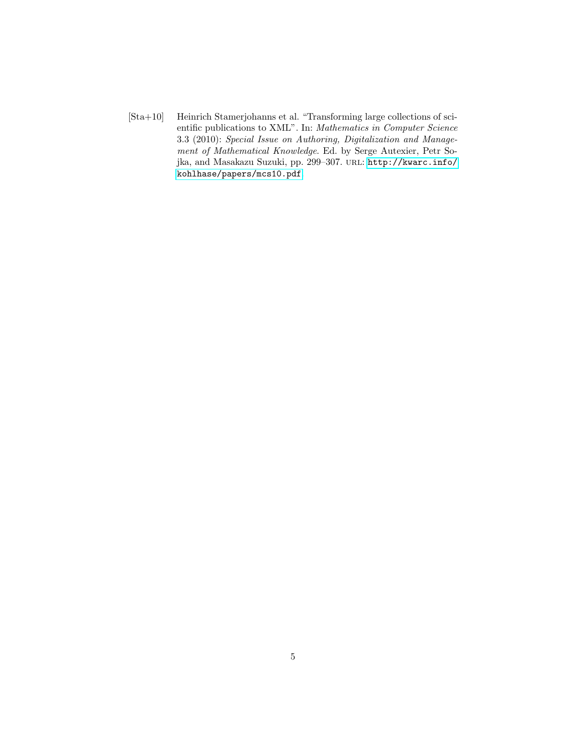[Sta+10] Heinrich Stamerjohanns et al. "Transforming large collections of scientific publications to XML". In: *Mathematics in Computer Science* 3.3 (2010): *Special Issue on Authoring, Digitalization and Management of Mathematical Knowledge*. Ed. by Serge Autexier, Petr Sojka, and Masakazu Suzuki, pp. 299–307. URL: http://kwarc.info/kohlhase/papers/mcs10.pdf